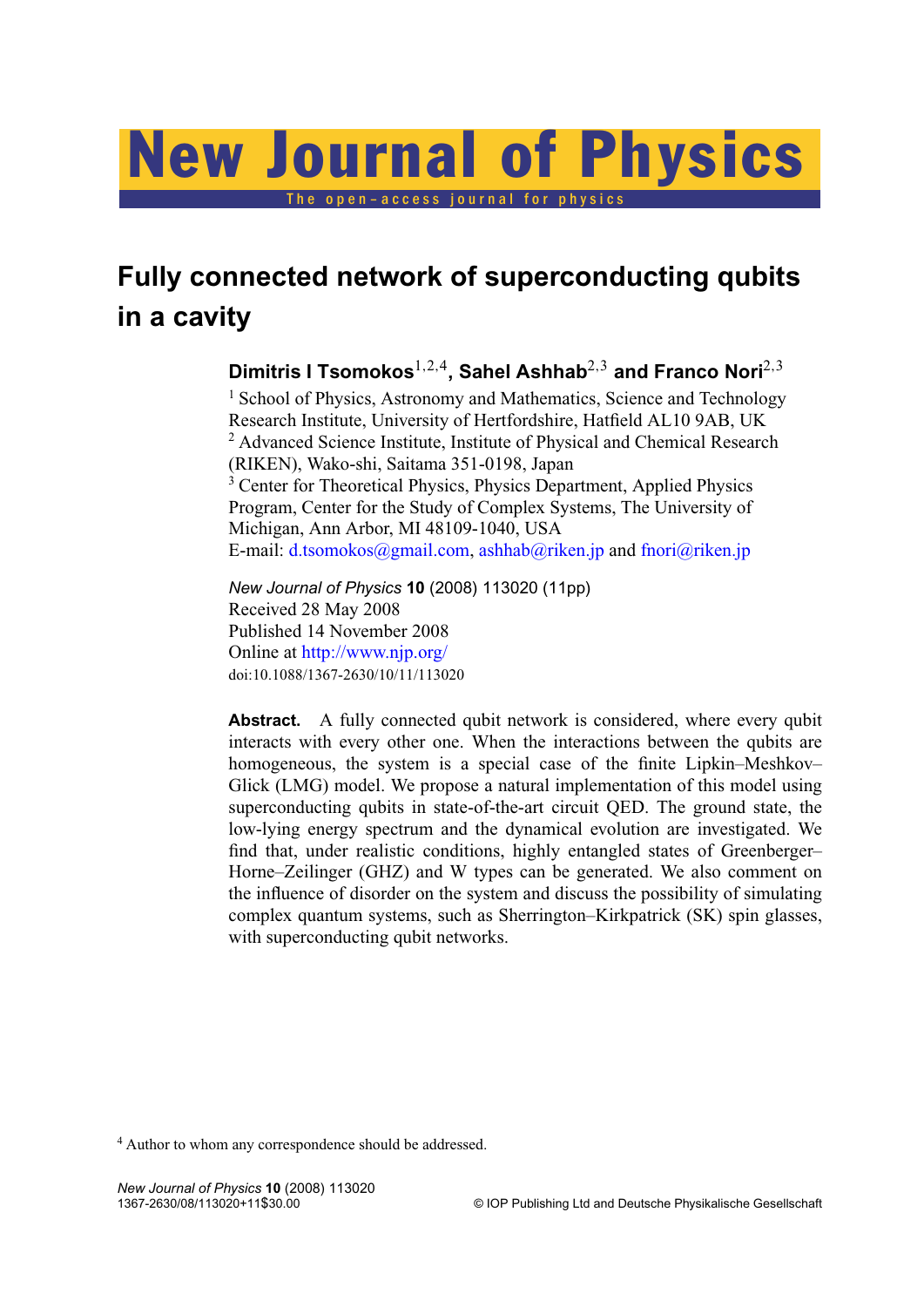# Fully connected network of superconducting qubits in a cavity

**Dimitris I Tsomokos**[1,2,4], **Sahel Ashhab**[2,3] **and Franco Nori**[2,3]

[1] School of Physics, Astronomy and Mathematics, Science and Technology Research Institute, University of Hertfordshire, Hatfield AL10 9AB, UK
[2] Advanced Science Institute, Institute of Physical and Chemical Research (RIKEN), Wako-shi, Saitama 351-0198, Japan
[3] Center for Theoretical Physics, Physics Department, Applied Physics Program, Center for the Study of Complex Systems, The University of Michigan, Ann Arbor, MI 48109-1040, USA
E-mail: d.tsomokos@gmail.com, ashhab@riken.jp and fnori@riken.jp

*New Journal of Physics* **10** (2008) 113020 (11pp)
Received 28 May 2008
Published 14 November 2008
Online at http://www.njp.org/
doi:10.1088/1367-2630/10/11/113020

**Abstract.** A fully connected qubit network is considered, where every qubit interacts with every other one. When the interactions between the qubits are homogeneous, the system is a special case of the finite Lipkin–Meshkov–Glick (LMG) model. We propose a natural implementation of this model using superconducting qubits in state-of-the-art circuit QED. The ground state, the low-lying energy spectrum and the dynamical evolution are investigated. We find that, under realistic conditions, highly entangled states of Greenberger–Horne–Zeilinger (GHZ) and W types can be generated. We also comment on the influence of disorder on the system and discuss the possibility of simulating complex quantum systems, such as Sherrington–Kirkpatrick (SK) spin glasses, with superconducting qubit networks.

[4] Author to whom any correspondence should be addressed.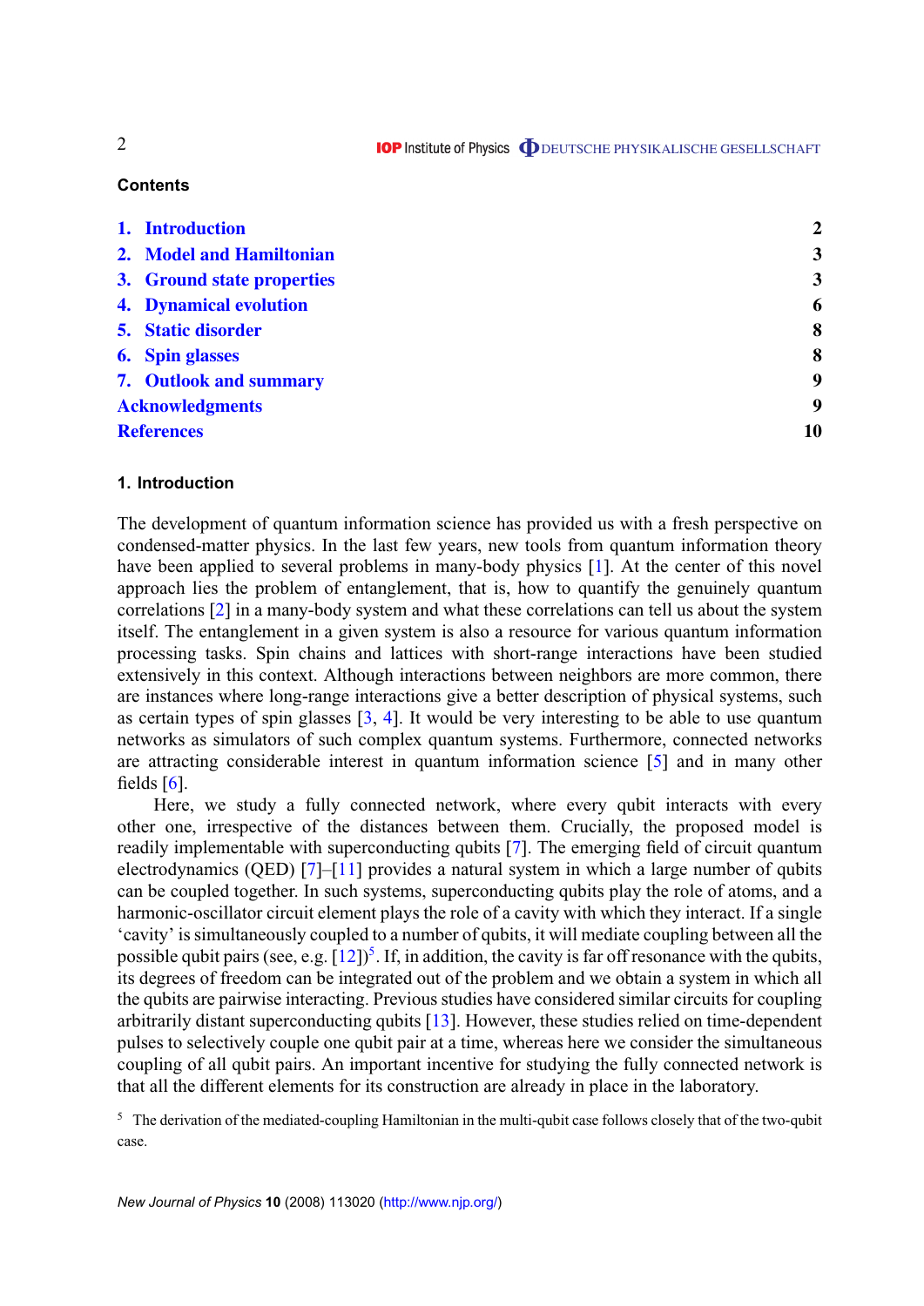## Contents

| | |
|---|---|
| 1. Introduction | 2 |
| 2. Model and Hamiltonian | 3 |
| 3. Ground state properties | 3 |
| 4. Dynamical evolution | 6 |
| 5. Static disorder | 8 |
| 6. Spin glasses | 8 |
| 7. Outlook and summary | 9 |
| Acknowledgments | 9 |
| References | 10 |

## 1. Introduction

The development of quantum information science has provided us with a fresh perspective on condensed-matter physics. In the last few years, new tools from quantum information theory have been applied to several problems in many-body physics [1]. At the center of this novel approach lies the problem of entanglement, that is, how to quantify the genuinely quantum correlations [2] in a many-body system and what these correlations can tell us about the system itself. The entanglement in a given system is also a resource for various quantum information processing tasks. Spin chains and lattices with short-range interactions have been studied extensively in this context. Although interactions between neighbors are more common, there are instances where long-range interactions give a better description of physical systems, such as certain types of spin glasses [3, 4]. It would be very interesting to be able to use quantum networks as simulators of such complex quantum systems. Furthermore, connected networks are attracting considerable interest in quantum information science [5] and in many other fields [6].

Here, we study a fully connected network, where every qubit interacts with every other one, irrespective of the distances between them. Crucially, the proposed model is readily implementable with superconducting qubits [7]. The emerging field of circuit quantum electrodynamics (QED) [7]–[11] provides a natural system in which a large number of qubits can be coupled together. In such systems, superconducting qubits play the role of atoms, and a harmonic-oscillator circuit element plays the role of a cavity with which they interact. If a single 'cavity' is simultaneously coupled to a number of qubits, it will mediate coupling between all the possible qubit pairs (see, e.g. [12])[5]. If, in addition, the cavity is far off resonance with the qubits, its degrees of freedom can be integrated out of the problem and we obtain a system in which all the qubits are pairwise interacting. Previous studies have considered similar circuits for coupling arbitrarily distant superconducting qubits [13]. However, these studies relied on time-dependent pulses to selectively couple one qubit pair at a time, whereas here we consider the simultaneous coupling of all qubit pairs. An important incentive for studying the fully connected network is that all the different elements for its construction are already in place in the laboratory.

[5] The derivation of the mediated-coupling Hamiltonian in the multi-qubit case follows closely that of the two-qubit case.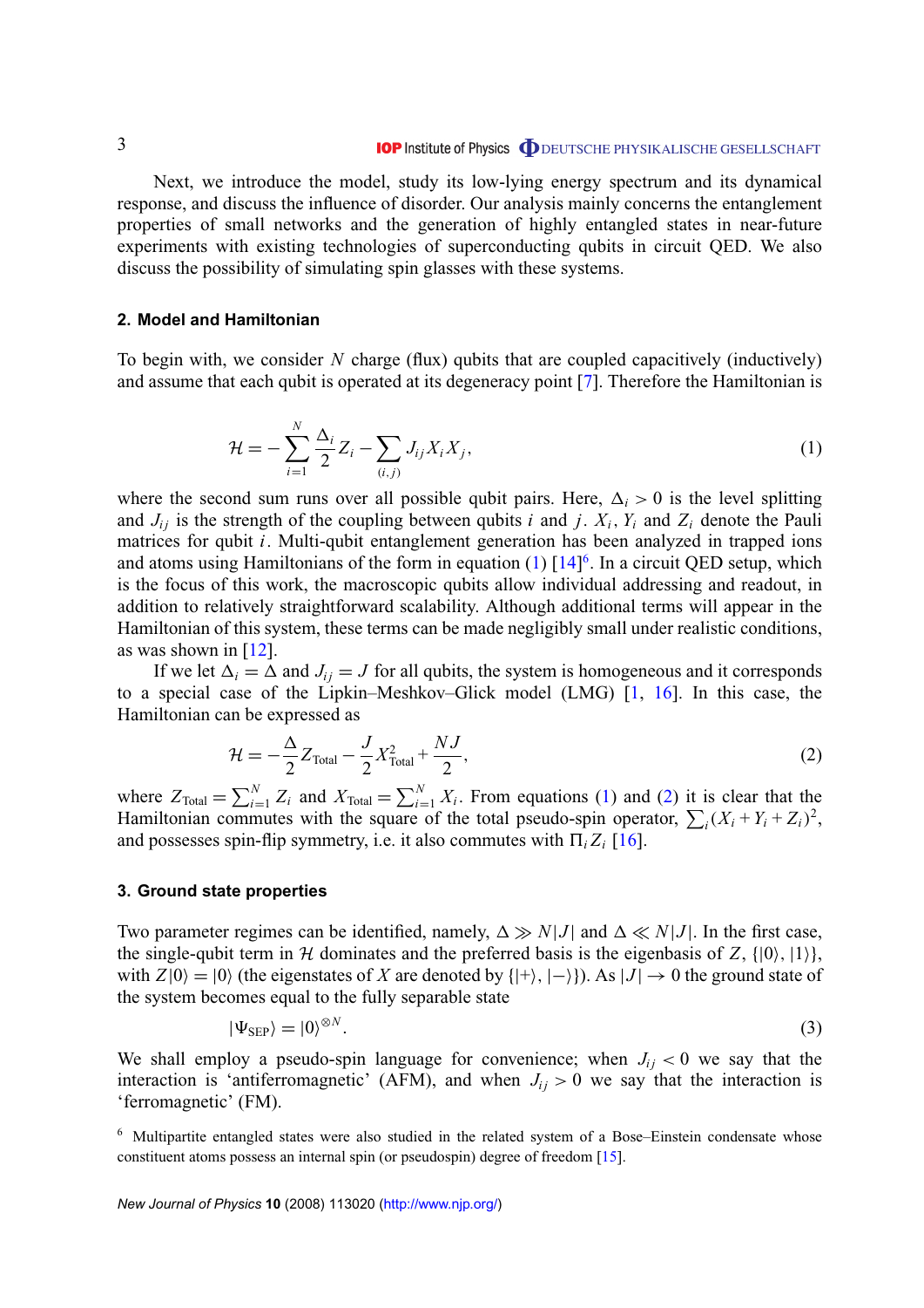Next, we introduce the model, study its low-lying energy spectrum and its dynamical response, and discuss the influence of disorder. Our analysis mainly concerns the entanglement properties of small networks and the generation of highly entangled states in near-future experiments with existing technologies of superconducting qubits in circuit QED. We also discuss the possibility of simulating spin glasses with these systems.

## 2. Model and Hamiltonian

To begin with, we consider $N$ charge (flux) qubits that are coupled capacitively (inductively) and assume that each qubit is operated at its degeneracy point [7]. Therefore the Hamiltonian is

$$\mathcal{H} = -\sum_{i=1}^{N} \frac{\Delta_i}{2} Z_i - \sum_{(i,j)} J_{ij} X_i X_j, \tag{1}$$

where the second sum runs over all possible qubit pairs. Here, $\Delta_i > 0$ is the level splitting and $J_{ij}$ is the strength of the coupling between qubits $i$ and $j$. $X_i$, $Y_i$ and $Z_i$ denote the Pauli matrices for qubit $i$. Multi-qubit entanglement generation has been analyzed in trapped ions and atoms using Hamiltonians of the form in equation (1) [14][6]. In a circuit QED setup, which is the focus of this work, the macroscopic qubits allow individual addressing and readout, in addition to relatively straightforward scalability. Although additional terms will appear in the Hamiltonian of this system, these terms can be made negligibly small under realistic conditions, as was shown in [12].

If we let $\Delta_i = \Delta$ and $J_{ij} = J$ for all qubits, the system is homogeneous and it corresponds to a special case of the Lipkin–Meshkov–Glick model (LMG) [1, 16]. In this case, the Hamiltonian can be expressed as

$$\mathcal{H} = -\frac{\Delta}{2} Z_{\text{Total}} - \frac{J}{2} X_{\text{Total}}^2 + \frac{NJ}{2}, \tag{2}$$

where $Z_{\text{Total}} = \sum_{i=1}^{N} Z_i$ and $X_{\text{Total}} = \sum_{i=1}^{N} X_i$. From equations (1) and (2) it is clear that the Hamiltonian commutes with the square of the total pseudo-spin operator, $\sum_i (X_i + Y_i + Z_i)^2$, and possesses spin-flip symmetry, i.e. it also commutes with $\Pi_i Z_i$ [16].

## 3. Ground state properties

Two parameter regimes can be identified, namely, $\Delta \gg N|J|$ and $\Delta \ll N|J|$. In the first case, the single-qubit term in $\mathcal{H}$ dominates and the preferred basis is the eigenbasis of $Z$, $\{|0\rangle, |1\rangle\}$, with $Z|0\rangle = |0\rangle$ (the eigenstates of $X$ are denoted by $\{|+\rangle, |-\rangle\}$). As $|J| \to 0$ the ground state of the system becomes equal to the fully separable state

$$|\Psi_{\text{SEP}}\rangle = |0\rangle^{\otimes N}. \tag{3}$$

We shall employ a pseudo-spin language for convenience; when $J_{ij} < 0$ we say that the interaction is 'antiferromagnetic' (AFM), and when $J_{ij} > 0$ we say that the interaction is 'ferromagnetic' (FM).

[6] Multipartite entangled states were also studied in the related system of a Bose–Einstein condensate whose constituent atoms possess an internal spin (or pseudospin) degree of freedom [15].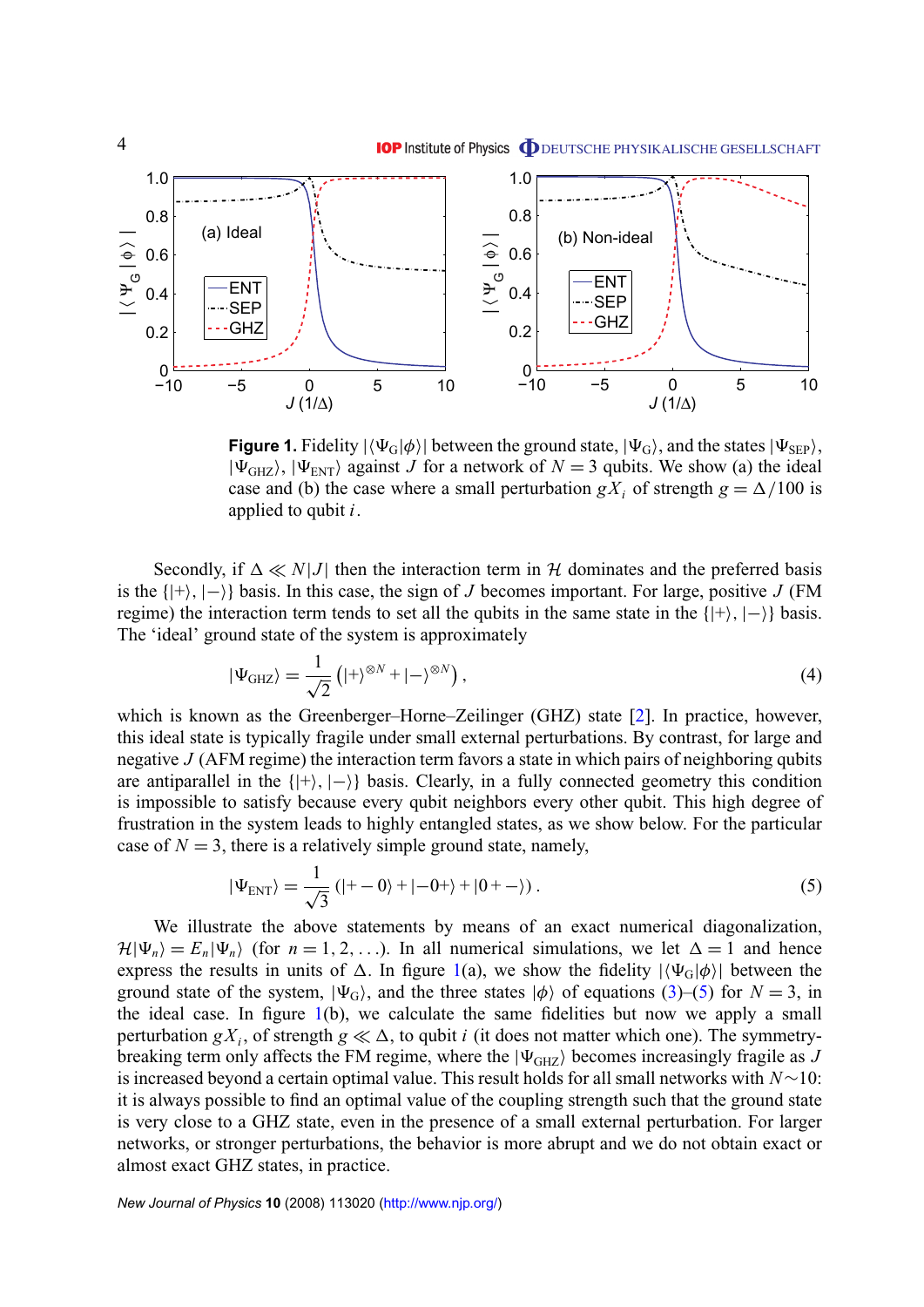**Figure 1.** Fidelity $|\langle\Psi_G|\phi\rangle|$ between the ground state, $|\Psi_G\rangle$, and the states $|\Psi_{SEP}\rangle$, $|\Psi_{GHZ}\rangle$, $|\Psi_{ENT}\rangle$ against $J$ for a network of $N = 3$ qubits. We show (a) the ideal case and (b) the case where a small perturbation $gX_i$ of strength $g = \Delta/100$ is applied to qubit $i$.

Secondly, if $\Delta \ll N|J|$ then the interaction term in $\mathcal{H}$ dominates and the preferred basis is the $\{|+\rangle, |-\rangle\}$ basis. In this case, the sign of $J$ becomes important. For large, positive $J$ (FM regime) the interaction term tends to set all the qubits in the same state in the $\{|+\rangle, |-\rangle\}$ basis. The 'ideal' ground state of the system is approximately

$$|\Psi_{GHZ}\rangle = \frac{1}{\sqrt{2}}\left(|+\rangle^{\otimes N} + |-\rangle^{\otimes N}\right), \tag{4}$$

which is known as the Greenberger–Horne–Zeilinger (GHZ) state [2]. In practice, however, this ideal state is typically fragile under small external perturbations. By contrast, for large and negative $J$ (AFM regime) the interaction term favors a state in which pairs of neighboring qubits are antiparallel in the $\{|+\rangle, |-\rangle\}$ basis. Clearly, in a fully connected geometry this condition is impossible to satisfy because every qubit neighbors every other qubit. This high degree of frustration in the system leads to highly entangled states, as we show below. For the particular case of $N = 3$, there is a relatively simple ground state, namely,

$$|\Psi_{ENT}\rangle = \frac{1}{\sqrt{3}}\left(|+-0\rangle + |-0+\rangle + |0+-\rangle\right). \tag{5}$$

We illustrate the above statements by means of an exact numerical diagonalization, $\mathcal{H}|\Psi_n\rangle = E_n|\Psi_n\rangle$ (for $n = 1, 2, \ldots$). In all numerical simulations, we let $\Delta = 1$ and hence express the results in units of $\Delta$. In figure 1(a), we show the fidelity $|\langle\Psi_G|\phi\rangle|$ between the ground state of the system, $|\Psi_G\rangle$, and the three states $|\phi\rangle$ of equations (3)–(5) for $N = 3$, in the ideal case. In figure 1(b), we calculate the same fidelities but now we apply a small perturbation $gX_i$, of strength $g \ll \Delta$, to qubit $i$ (it does not matter which one). The symmetry-breaking term only affects the FM regime, where the $|\Psi_{GHZ}\rangle$ becomes increasingly fragile as $J$ is increased beyond a certain optimal value. This result holds for all small networks with $N\sim 10$: it is always possible to find an optimal value of the coupling strength such that the ground state is very close to a GHZ state, even in the presence of a small external perturbation. For larger networks, or stronger perturbations, the behavior is more abrupt and we do not obtain exact or almost exact GHZ states, in practice.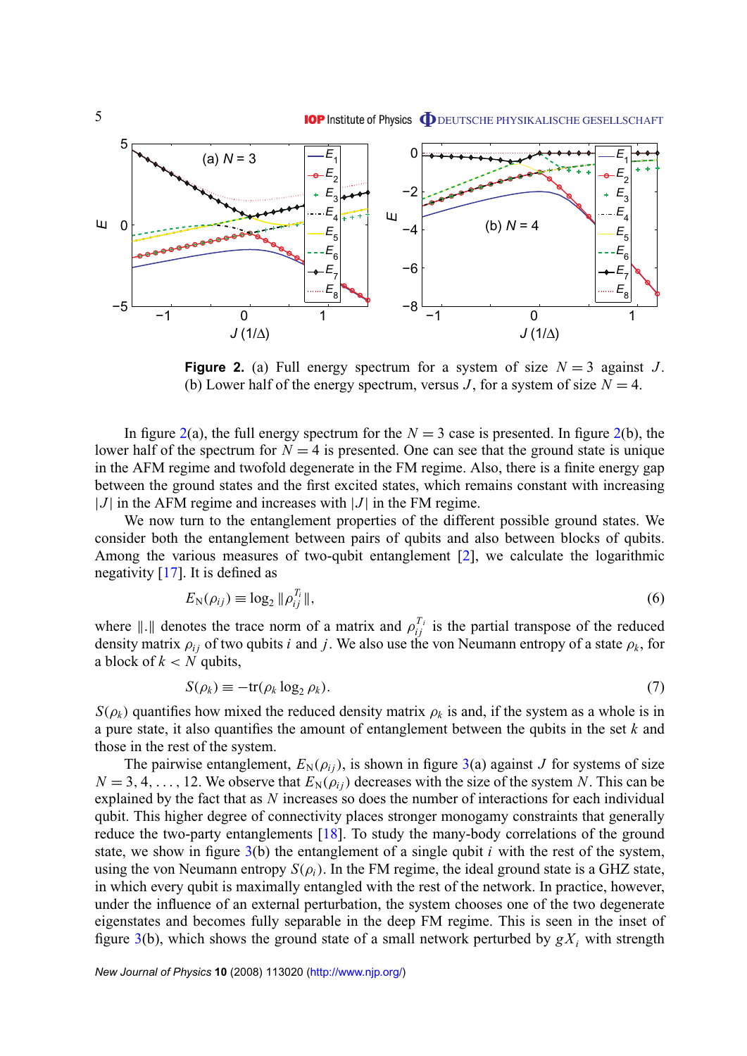**Figure 2.** (a) Full energy spectrum for a system of size $N = 3$ against $J$. (b) Lower half of the energy spectrum, versus $J$, for a system of size $N = 4$.

In figure 2(a), the full energy spectrum for the $N = 3$ case is presented. In figure 2(b), the lower half of the spectrum for $N = 4$ is presented. One can see that the ground state is unique in the AFM regime and twofold degenerate in the FM regime. Also, there is a finite energy gap between the ground states and the first excited states, which remains constant with increasing $|J|$ in the AFM regime and increases with $|J|$ in the FM regime.

We now turn to the entanglement properties of the different possible ground states. We consider both the entanglement between pairs of qubits and also between blocks of qubits. Among the various measures of two-qubit entanglement [2], we calculate the logarithmic negativity [17]. It is defined as

$$E_{\mathrm{N}}(\rho_{ij}) \equiv \log_2 \|\rho_{ij}^{T_i}\|, \tag{6}$$

where $\|.\|$ denotes the trace norm of a matrix and $\rho_{ij}^{T_i}$ is the partial transpose of the reduced density matrix $\rho_{ij}$ of two qubits $i$ and $j$. We also use the von Neumann entropy of a state $\rho_k$, for a block of $k < N$ qubits,

$$S(\rho_k) \equiv -\mathrm{tr}(\rho_k \log_2 \rho_k). \tag{7}$$

$S(\rho_k)$ quantifies how mixed the reduced density matrix $\rho_k$ is and, if the system as a whole is in a pure state, it also quantifies the amount of entanglement between the qubits in the set $k$ and those in the rest of the system.

The pairwise entanglement, $E_{\mathrm{N}}(\rho_{ij})$, is shown in figure 3(a) against $J$ for systems of size $N = 3, 4, \ldots, 12$. We observe that $E_{\mathrm{N}}(\rho_{ij})$ decreases with the size of the system $N$. This can be explained by the fact that as $N$ increases so does the number of interactions for each individual qubit. This higher degree of connectivity places stronger monogamy constraints that generally reduce the two-party entanglements [18]. To study the many-body correlations of the ground state, we show in figure 3(b) the entanglement of a single qubit $i$ with the rest of the system, using the von Neumann entropy $S(\rho_i)$. In the FM regime, the ideal ground state is a GHZ state, in which every qubit is maximally entangled with the rest of the network. In practice, however, under the influence of an external perturbation, the system chooses one of the two degenerate eigenstates and becomes fully separable in the deep FM regime. This is seen in the inset of figure 3(b), which shows the ground state of a small network perturbed by $gX_i$ with strength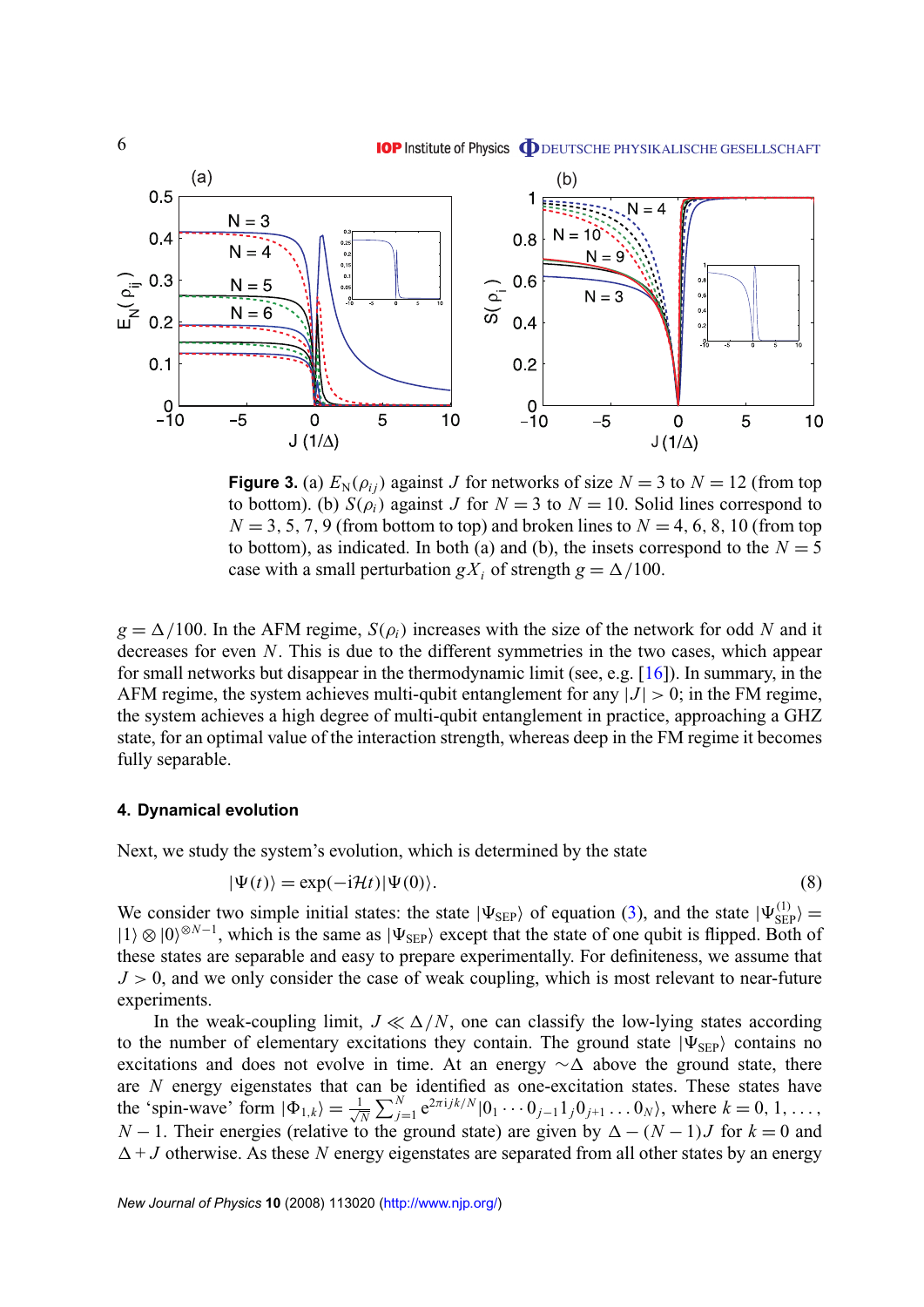**Figure 3.** (a) $E_{\mathrm{N}}(\rho_{ij})$ against $J$ for networks of size $N = 3$ to $N = 12$ (from top to bottom). (b) $S(\rho_i)$ against $J$ for $N = 3$ to $N = 10$. Solid lines correspond to $N = 3, 5, 7, 9$ (from bottom to top) and broken lines to $N = 4, 6, 8, 10$ (from top to bottom), as indicated. In both (a) and (b), the insets correspond to the $N = 5$ case with a small perturbation $gX_i$ of strength $g = \Delta/100$.

$g = \Delta/100$. In the AFM regime, $S(\rho_i)$ increases with the size of the network for odd $N$ and it decreases for even $N$. This is due to the different symmetries in the two cases, which appear for small networks but disappear in the thermodynamic limit (see, e.g. [16]). In summary, in the AFM regime, the system achieves multi-qubit entanglement for any $|J| > 0$; in the FM regime, the system achieves a high degree of multi-qubit entanglement in practice, approaching a GHZ state, for an optimal value of the interaction strength, whereas deep in the FM regime it becomes fully separable.

## 4. Dynamical evolution

Next, we study the system's evolution, which is determined by the state

$$|\Psi(t)\rangle = \exp(-\mathrm{i}\mathcal{H}t)|\Psi(0)\rangle. \tag{8}$$

We consider two simple initial states: the state $|\Psi_{\mathrm{SEP}}\rangle$ of equation (3), and the state $|\Psi^{(1)}_{\mathrm{SEP}}\rangle = |1\rangle \otimes |0\rangle^{\otimes N-1}$, which is the same as $|\Psi_{\mathrm{SEP}}\rangle$ except that the state of one qubit is flipped. Both of these states are separable and easy to prepare experimentally. For definiteness, we assume that $J > 0$, and we only consider the case of weak coupling, which is most relevant to near-future experiments.

In the weak-coupling limit, $J \ll \Delta/N$, one can classify the low-lying states according to the number of elementary excitations they contain. The ground state $|\Psi_{\mathrm{SEP}}\rangle$ contains no excitations and does not evolve in time. At an energy $\sim\Delta$ above the ground state, there are $N$ energy eigenstates that can be identified as one-excitation states. These states have the 'spin-wave' form $|\Phi_{1,k}\rangle = \frac{1}{\sqrt{N}}\sum_{j=1}^{N} \mathrm{e}^{2\pi \mathrm{i} jk/N}|0_1 \cdots 0_{j-1}1_j0_{j+1}\ldots 0_N\rangle$, where $k = 0, 1, \ldots, N-1$. Their energies (relative to the ground state) are given by $\Delta - (N-1)J$ for $k = 0$ and $\Delta + J$ otherwise. As these $N$ energy eigenstates are separated from all other states by an energy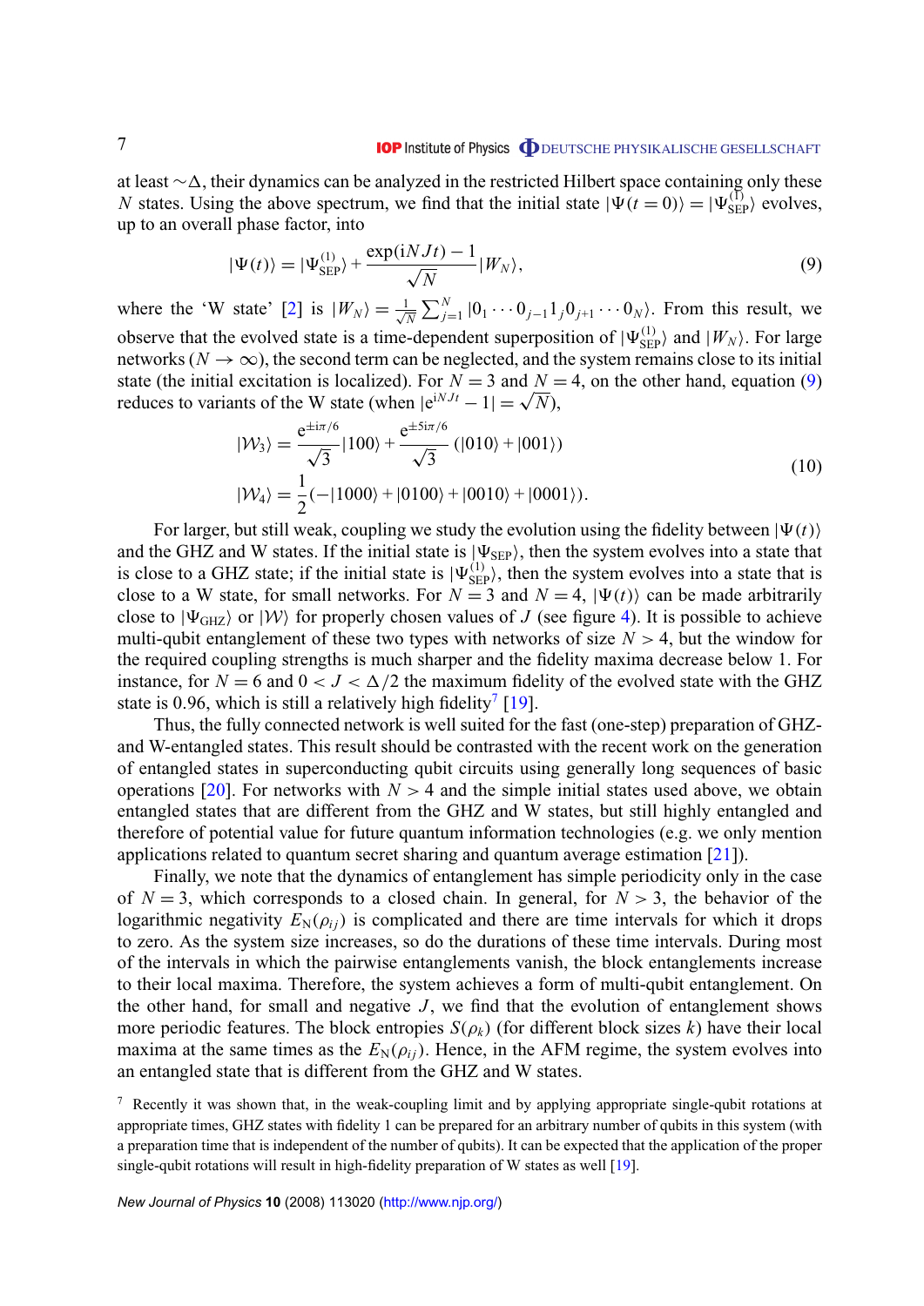at least $\sim\Delta$, their dynamics can be analyzed in the restricted Hilbert space containing only these $N$ states. Using the above spectrum, we find that the initial state $|\Psi(t=0)\rangle = |\Psi_{\rm SEP}^{(1)}\rangle$ evolves, up to an overall phase factor, into

$$|\Psi(t)\rangle = |\Psi_{\rm SEP}^{(1)}\rangle + \frac{\exp(\mathrm{i}NJt)-1}{\sqrt{N}}|W_N\rangle, \tag{9}$$

where the 'W state' [2] is $|W_N\rangle = \frac{1}{\sqrt{N}}\sum_{j=1}^{N}|0_1\cdots 0_{j-1}1_j0_{j+1}\cdots 0_N\rangle$. From this result, we observe that the evolved state is a time-dependent superposition of $|\Psi_{\rm SEP}^{(1)}\rangle$ and $|W_N\rangle$. For large networks ($N\to\infty$), the second term can be neglected, and the system remains close to its initial state (the initial excitation is localized). For $N=3$ and $N=4$, on the other hand, equation (9) reduces to variants of the W state (when $|\mathrm{e}^{\mathrm{i}NJt}-1| = \sqrt{N}$),

$$\begin{aligned}
|\mathcal{W}_3\rangle &= \frac{\mathrm{e}^{\pm \mathrm{i}\pi/6}}{\sqrt{3}}|100\rangle + \frac{\mathrm{e}^{\pm 5\mathrm{i}\pi/6}}{\sqrt{3}}\left(|010\rangle + |001\rangle\right) \\
|\mathcal{W}_4\rangle &= \frac{1}{2}(-|1000\rangle + |0100\rangle + |0010\rangle + |0001\rangle).
\end{aligned} \tag{10}$$

For larger, but still weak, coupling we study the evolution using the fidelity between $|\Psi(t)\rangle$ and the GHZ and W states. If the initial state is $|\Psi_{\rm SEP}\rangle$, then the system evolves into a state that is close to a GHZ state; if the initial state is $|\Psi_{\rm SEP}^{(1)}\rangle$, then the system evolves into a state that is close to a W state, for small networks. For $N=3$ and $N=4$, $|\Psi(t)\rangle$ can be made arbitrarily close to $|\Psi_{\rm GHZ}\rangle$ or $|\mathcal{W}\rangle$ for properly chosen values of $J$ (see figure 4). It is possible to achieve multi-qubit entanglement of these two types with networks of size $N>4$, but the window for the required coupling strengths is much sharper and the fidelity maxima decrease below 1. For instance, for $N=6$ and $0<J<\Delta/2$ the maximum fidelity of the evolved state with the GHZ state is 0.96, which is still a relatively high fidelity[7] [19].

Thus, the fully connected network is well suited for the fast (one-step) preparation of GHZ- and W-entangled states. This result should be contrasted with the recent work on the generation of entangled states in superconducting qubit circuits using generally long sequences of basic operations [20]. For networks with $N>4$ and the simple initial states used above, we obtain entangled states that are different from the GHZ and W states, but still highly entangled and therefore of potential value for future quantum information technologies (e.g. we only mention applications related to quantum secret sharing and quantum average estimation [21]).

Finally, we note that the dynamics of entanglement has simple periodicity only in the case of $N=3$, which corresponds to a closed chain. In general, for $N>3$, the behavior of the logarithmic negativity $E_{\rm N}(\rho_{ij})$ is complicated and there are time intervals for which it drops to zero. As the system size increases, so do the durations of these time intervals. During most of the intervals in which the pairwise entanglements vanish, the block entanglements increase to their local maxima. Therefore, the system achieves a form of multi-qubit entanglement. On the other hand, for small and negative $J$, we find that the evolution of entanglement shows more periodic features. The block entropies $S(\rho_k)$ (for different block sizes $k$) have their local maxima at the same times as the $E_{\rm N}(\rho_{ij})$. Hence, in the AFM regime, the system evolves into an entangled state that is different from the GHZ and W states.

[7] Recently it was shown that, in the weak-coupling limit and by applying appropriate single-qubit rotations at appropriate times, GHZ states with fidelity 1 can be prepared for an arbitrary number of qubits in this system (with a preparation time that is independent of the number of qubits). It can be expected that the application of the proper single-qubit rotations will result in high-fidelity preparation of W states as well [19].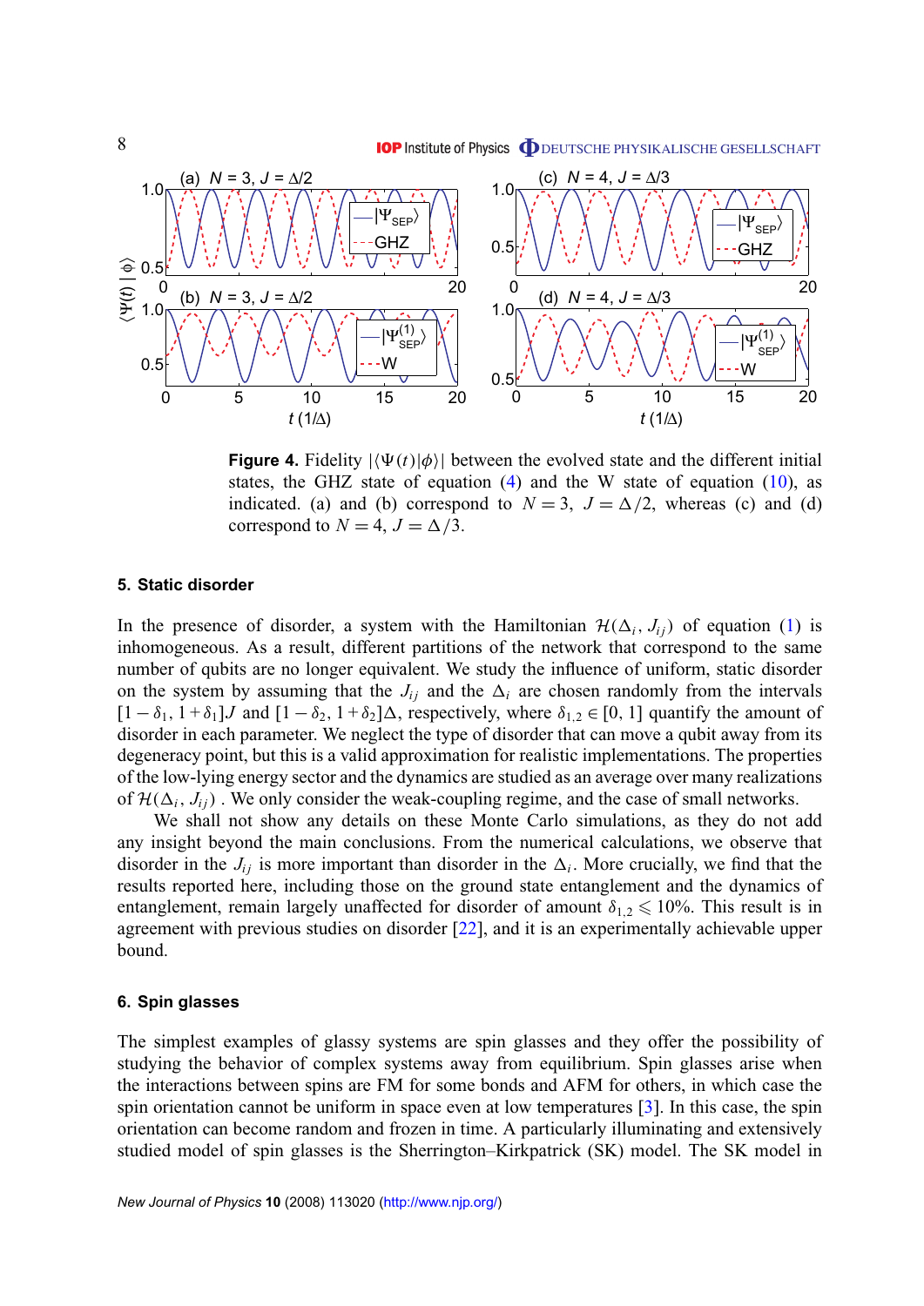**Figure 4.** Fidelity $|\langle\Psi(t)|\phi\rangle|$ between the evolved state and the different initial states, the GHZ state of equation (4) and the W state of equation (10), as indicated. (a) and (b) correspond to $N = 3$, $J = \Delta/2$, whereas (c) and (d) correspond to $N = 4$, $J = \Delta/3$.

## 5. Static disorder

In the presence of disorder, a system with the Hamiltonian $\mathcal{H}(\Delta_i, J_{ij})$ of equation (1) is inhomogeneous. As a result, different partitions of the network that correspond to the same number of qubits are no longer equivalent. We study the influence of uniform, static disorder on the system by assuming that the $J_{ij}$ and the $\Delta_i$ are chosen randomly from the intervals $[1-\delta_1, 1+\delta_1]J$ and $[1-\delta_2, 1+\delta_2]\Delta$, respectively, where $\delta_{1,2} \in [0, 1]$ quantify the amount of disorder in each parameter. We neglect the type of disorder that can move a qubit away from its degeneracy point, but this is a valid approximation for realistic implementations. The properties of the low-lying energy sector and the dynamics are studied as an average over many realizations of $\mathcal{H}(\Delta_i, J_{ij})$ . We only consider the weak-coupling regime, and the case of small networks.

We shall not show any details on these Monte Carlo simulations, as they do not add any insight beyond the main conclusions. From the numerical calculations, we observe that disorder in the $J_{ij}$ is more important than disorder in the $\Delta_i$. More crucially, we find that the results reported here, including those on the ground state entanglement and the dynamics of entanglement, remain largely unaffected for disorder of amount $\delta_{1,2} \leqslant 10\%$. This result is in agreement with previous studies on disorder [22], and it is an experimentally achievable upper bound.

## 6. Spin glasses

The simplest examples of glassy systems are spin glasses and they offer the possibility of studying the behavior of complex systems away from equilibrium. Spin glasses arise when the interactions between spins are FM for some bonds and AFM for others, in which case the spin orientation cannot be uniform in space even at low temperatures [3]. In this case, the spin orientation can become random and frozen in time. A particularly illuminating and extensively studied model of spin glasses is the Sherrington–Kirkpatrick (SK) model. The SK model in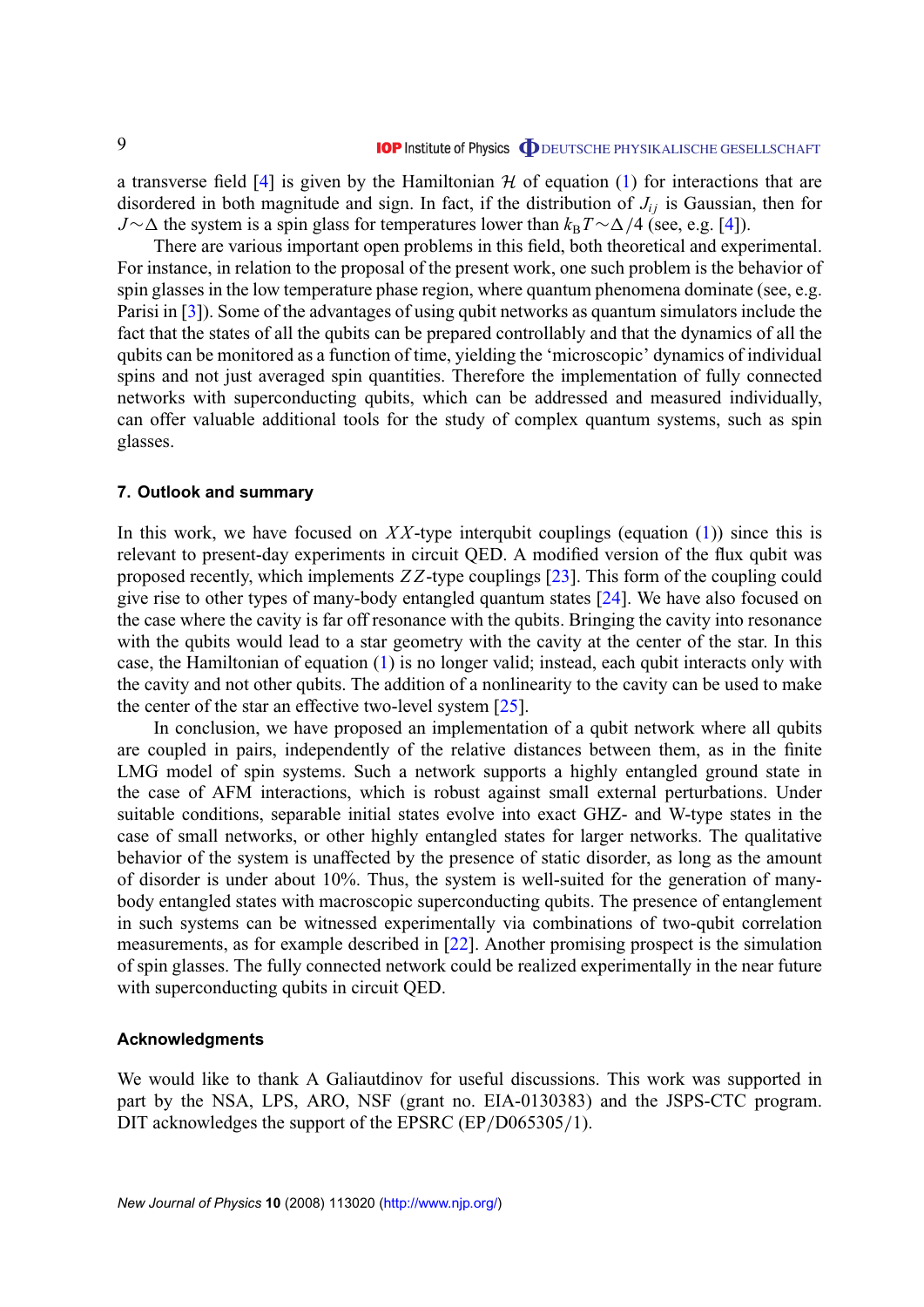a transverse field [4] is given by the Hamiltonian $\mathcal{H}$ of equation (1) for interactions that are disordered in both magnitude and sign. In fact, if the distribution of $J_{ij}$ is Gaussian, then for $J \sim \Delta$ the system is a spin glass for temperatures lower than $k_B T \sim \Delta/4$ (see, e.g. [4]).

There are various important open problems in this field, both theoretical and experimental. For instance, in relation to the proposal of the present work, one such problem is the behavior of spin glasses in the low temperature phase region, where quantum phenomena dominate (see, e.g. Parisi in [3]). Some of the advantages of using qubit networks as quantum simulators include the fact that the states of all the qubits can be prepared controllably and that the dynamics of all the qubits can be monitored as a function of time, yielding the 'microscopic' dynamics of individual spins and not just averaged spin quantities. Therefore the implementation of fully connected networks with superconducting qubits, which can be addressed and measured individually, can offer valuable additional tools for the study of complex quantum systems, such as spin glasses.

## 7. Outlook and summary

In this work, we have focused on $XX$-type interqubit couplings (equation (1)) since this is relevant to present-day experiments in circuit QED. A modified version of the flux qubit was proposed recently, which implements $ZZ$-type couplings [23]. This form of the coupling could give rise to other types of many-body entangled quantum states [24]. We have also focused on the case where the cavity is far off resonance with the qubits. Bringing the cavity into resonance with the qubits would lead to a star geometry with the cavity at the center of the star. In this case, the Hamiltonian of equation (1) is no longer valid; instead, each qubit interacts only with the cavity and not other qubits. The addition of a nonlinearity to the cavity can be used to make the center of the star an effective two-level system [25].

In conclusion, we have proposed an implementation of a qubit network where all qubits are coupled in pairs, independently of the relative distances between them, as in the finite LMG model of spin systems. Such a network supports a highly entangled ground state in the case of AFM interactions, which is robust against small external perturbations. Under suitable conditions, separable initial states evolve into exact GHZ- and W-type states in the case of small networks, or other highly entangled states for larger networks. The qualitative behavior of the system is unaffected by the presence of static disorder, as long as the amount of disorder is under about 10%. Thus, the system is well-suited for the generation of many-body entangled states with macroscopic superconducting qubits. The presence of entanglement in such systems can be witnessed experimentally via combinations of two-qubit correlation measurements, as for example described in [22]. Another promising prospect is the simulation of spin glasses. The fully connected network could be realized experimentally in the near future with superconducting qubits in circuit QED.

### Acknowledgments

We would like to thank A Galiautdinov for useful discussions. This work was supported in part by the NSA, LPS, ARO, NSF (grant no. EIA-0130383) and the JSPS-CTC program. DIT acknowledges the support of the EPSRC (EP/D065305/1).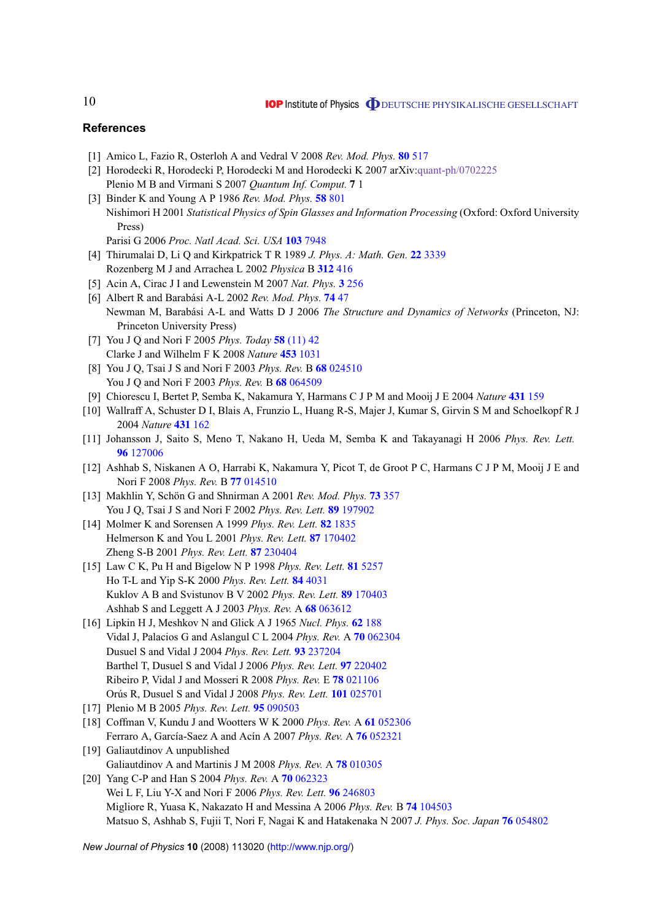## References

[1] Amico L, Fazio R, Osterloh A and Vedral V 2008 *Rev. Mod. Phys.* **80** 517

[2] Horodecki R, Horodecki P, Horodecki M and Horodecki K 2007 arXiv:quant-ph/0702225
Plenio M B and Virmani S 2007 *Quantum Inf. Comput.* **7** 1

[3] Binder K and Young A P 1986 *Rev. Mod. Phys.* **58** 801
Nishimori H 2001 *Statistical Physics of Spin Glasses and Information Processing* (Oxford: Oxford University Press)
Parisi G 2006 *Proc. Natl Acad. Sci. USA* **103** 7948

[4] Thirumalai D, Li Q and Kirkpatrick T R 1989 *J. Phys. A: Math. Gen.* **22** 3339
Rozenberg M J and Arrachea L 2002 *Physica* B **312** 416

[5] Acin A, Cirac J I and Lewenstein M 2007 *Nat. Phys.* **3** 256

[6] Albert R and Barabási A-L 2002 *Rev. Mod. Phys.* **74** 47
Newman M, Barabási A-L and Watts D J 2006 *The Structure and Dynamics of Networks* (Princeton, NJ: Princeton University Press)

[7] You J Q and Nori F 2005 *Phys. Today* **58** (11) 42
Clarke J and Wilhelm F K 2008 *Nature* **453** 1031

[8] You J Q, Tsai J S and Nori F 2003 *Phys. Rev.* B **68** 024510
You J Q and Nori F 2003 *Phys. Rev.* B **68** 064509

[9] Chiorescu I, Bertet P, Semba K, Nakamura Y, Harmans C J P M and Mooij J E 2004 *Nature* **431** 159

[10] Wallraff A, Schuster D I, Blais A, Frunzio L, Huang R-S, Majer J, Kumar S, Girvin S M and Schoelkopf R J 2004 *Nature* **431** 162

[11] Johansson J, Saito S, Meno T, Nakano H, Ueda M, Semba K and Takayanagi H 2006 *Phys. Rev. Lett.* **96** 127006

[12] Ashhab S, Niskanen A O, Harrabi K, Nakamura Y, Picot T, de Groot P C, Harmans C J P M, Mooij J E and Nori F 2008 *Phys. Rev.* B **77** 014510

[13] Makhlin Y, Schön G and Shnirman A 2001 *Rev. Mod. Phys.* **73** 357
You J Q, Tsai J S and Nori F 2002 *Phys. Rev. Lett.* **89** 197902

[14] Molmer K and Sorensen A 1999 *Phys. Rev. Lett.* **82** 1835
Helmerson K and You L 2001 *Phys. Rev. Lett.* **87** 170402
Zheng S-B 2001 *Phys. Rev. Lett.* **87** 230404

[15] Law C K, Pu H and Bigelow N P 1998 *Phys. Rev. Lett.* **81** 5257
Ho T-L and Yip S-K 2000 *Phys. Rev. Lett.* **84** 4031
Kuklov A B and Svistunov B V 2002 *Phys. Rev. Lett.* **89** 170403
Ashhab S and Leggett A J 2003 *Phys. Rev.* A **68** 063612

[16] Lipkin H J, Meshkov N and Glick A J 1965 *Nucl. Phys.* **62** 188
Vidal J, Palacios G and Aslangul C L 2004 *Phys. Rev.* A **70** 062304
Dusuel S and Vidal J 2004 *Phys. Rev. Lett.* **93** 237204
Barthel T, Dusuel S and Vidal J 2006 *Phys. Rev. Lett.* **97** 220402
Ribeiro P, Vidal J and Mosseri R 2008 *Phys. Rev.* E **78** 021106
Orús R, Dusuel S and Vidal J 2008 *Phys. Rev. Lett.* **101** 025701

[17] Plenio M B 2005 *Phys. Rev. Lett.* **95** 090503

[18] Coffman V, Kundu J and Wootters W K 2000 *Phys. Rev.* A **61** 052306
Ferraro A, García-Saez A and Acín A 2007 *Phys. Rev.* A **76** 052321

[19] Galiautdinov A unpublished
Galiautdinov A and Martinis J M 2008 *Phys. Rev.* A **78** 010305

[20] Yang C-P and Han S 2004 *Phys. Rev.* A **70** 062323
Wei L F, Liu Y-X and Nori F 2006 *Phys. Rev. Lett.* **96** 246803
Migliore R, Yuasa K, Nakazato H and Messina A 2006 *Phys. Rev.* B **74** 104503
Matsuo S, Ashhab S, Fujii T, Nori F, Nagai K and Hatakenaka N 2007 *J. Phys. Soc. Japan* **76** 054802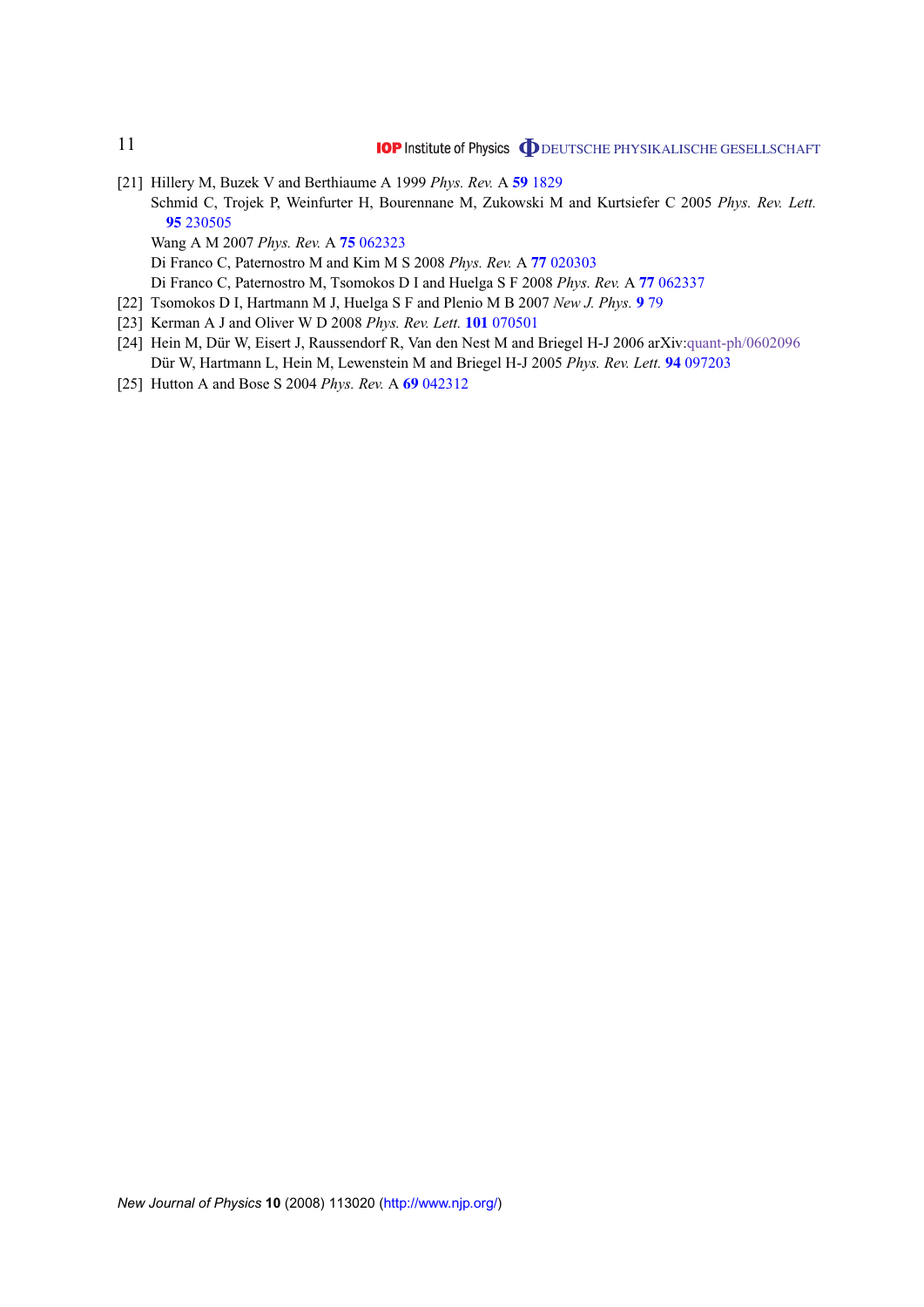[21] Hillery M, Buzek V and Berthiaume A 1999 *Phys. Rev.* A **59** 1829
Schmid C, Trojek P, Weinfurter H, Bourennane M, Zukowski M and Kurtsiefer C 2005 *Phys. Rev. Lett.* **95** 230505
Wang A M 2007 *Phys. Rev.* A **75** 062323
Di Franco C, Paternostro M and Kim M S 2008 *Phys. Rev.* A **77** 020303
Di Franco C, Paternostro M, Tsomokos D I and Huelga S F 2008 *Phys. Rev.* A **77** 062337

[22] Tsomokos D I, Hartmann M J, Huelga S F and Plenio M B 2007 *New J. Phys.* **9** 79

[23] Kerman A J and Oliver W D 2008 *Phys. Rev. Lett.* **101** 070501

[24] Hein M, Dür W, Eisert J, Raussendorf R, Van den Nest M and Briegel H-J 2006 arXiv:quant-ph/0602096
Dür W, Hartmann L, Hein M, Lewenstein M and Briegel H-J 2005 *Phys. Rev. Lett.* **94** 097203

[25] Hutton A and Bose S 2004 *Phys. Rev.* A **69** 042312